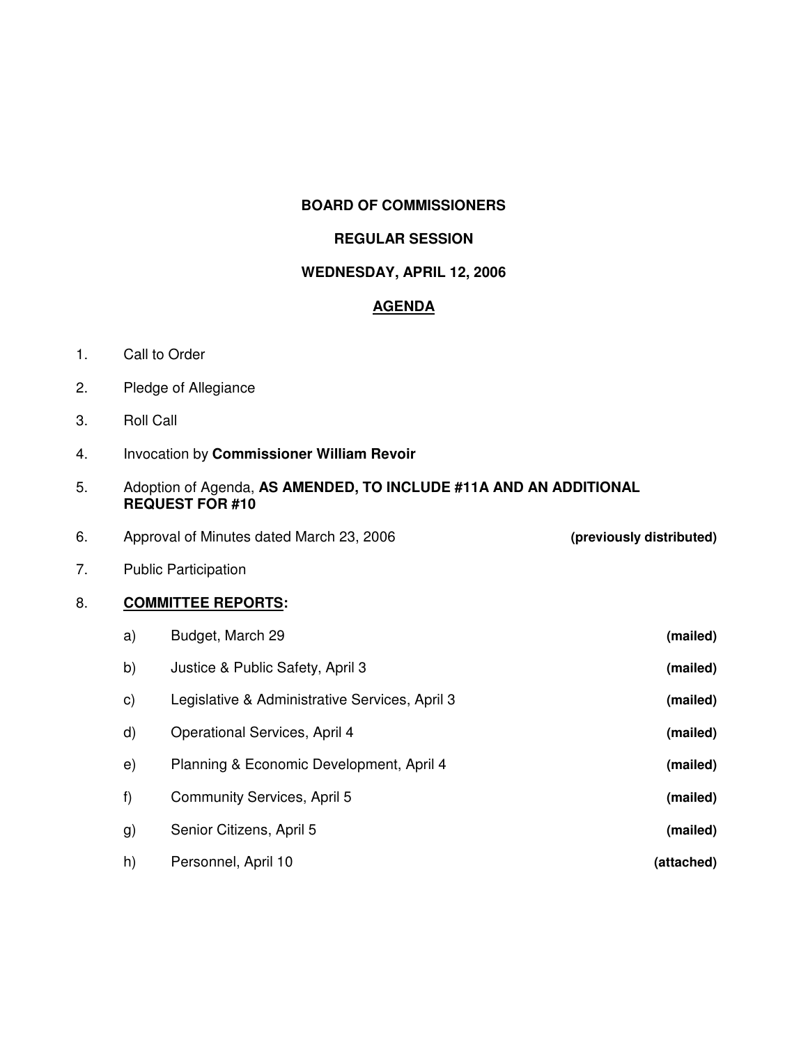**BOARD OF COMMISSIONERS**

**REGULAR SESSION**

**WEDNESDAY, APRIL 12, 2006**

**AGENDA**

1. Call to Order
2. Pledge of Allegiance
3. Roll Call
4. Invocation by **Commissioner William Revoir**
5. Adoption of Agenda, **AS AMENDED, TO INCLUDE #11A AND AN ADDITIONAL REQUEST FOR #10**
6. Approval of Minutes dated March 23, 2006 **(previously distributed)**
7. Public Participation
8. **COMMITTEE REPORTS:**
   - a) Budget, March 29 **(mailed)**
   - b) Justice & Public Safety, April 3 **(mailed)**
   - c) Legislative & Administrative Services, April 3 **(mailed)**
   - d) Operational Services, April 4 **(mailed)**
   - e) Planning & Economic Development, April 4 **(mailed)**
   - f) Community Services, April 5 **(mailed)**
   - g) Senior Citizens, April 5 **(mailed)**
   - h) Personnel, April 10 **(attached)**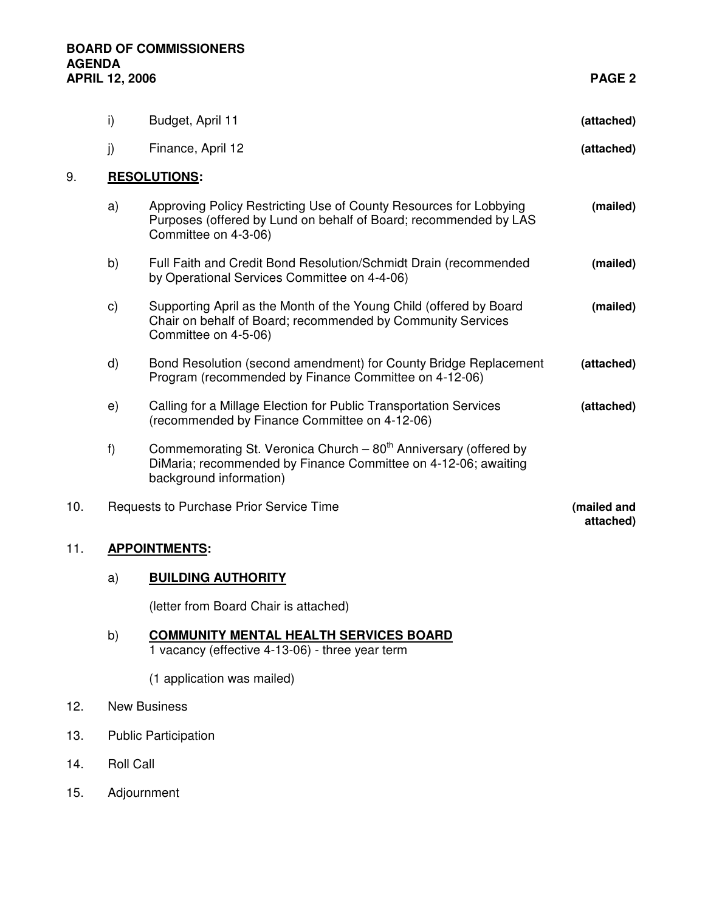i) Budget, April 11 **(attached)**

j) Finance, April 12 **(attached)**

9. **RESOLUTIONS:**

   a) Approving Policy Restricting Use of County Resources for Lobbying Purposes (offered by Lund on behalf of Board; recommended by LAS Committee on 4-3-06) **(mailed)**

   b) Full Faith and Credit Bond Resolution/Schmidt Drain (recommended by Operational Services Committee on 4-4-06) **(mailed)**

   c) Supporting April as the Month of the Young Child (offered by Board Chair on behalf of Board; recommended by Community Services Committee on 4-5-06) **(mailed)**

   d) Bond Resolution (second amendment) for County Bridge Replacement Program (recommended by Finance Committee on 4-12-06) **(attached)**

   e) Calling for a Millage Election for Public Transportation Services (recommended by Finance Committee on 4-12-06) **(attached)**

   f) Commemorating St. Veronica Church – 80th Anniversary (offered by DiMaria; recommended by Finance Committee on 4-12-06; awaiting background information)

10. Requests to Purchase Prior Service Time **(mailed and attached)**

11. **APPOINTMENTS:**

    a) **BUILDING AUTHORITY**

       (letter from Board Chair is attached)

    b) **COMMUNITY MENTAL HEALTH SERVICES BOARD**
       1 vacancy (effective 4-13-06) - three year term

       (1 application was mailed)

12. New Business

13. Public Participation

14. Roll Call

15. Adjournment